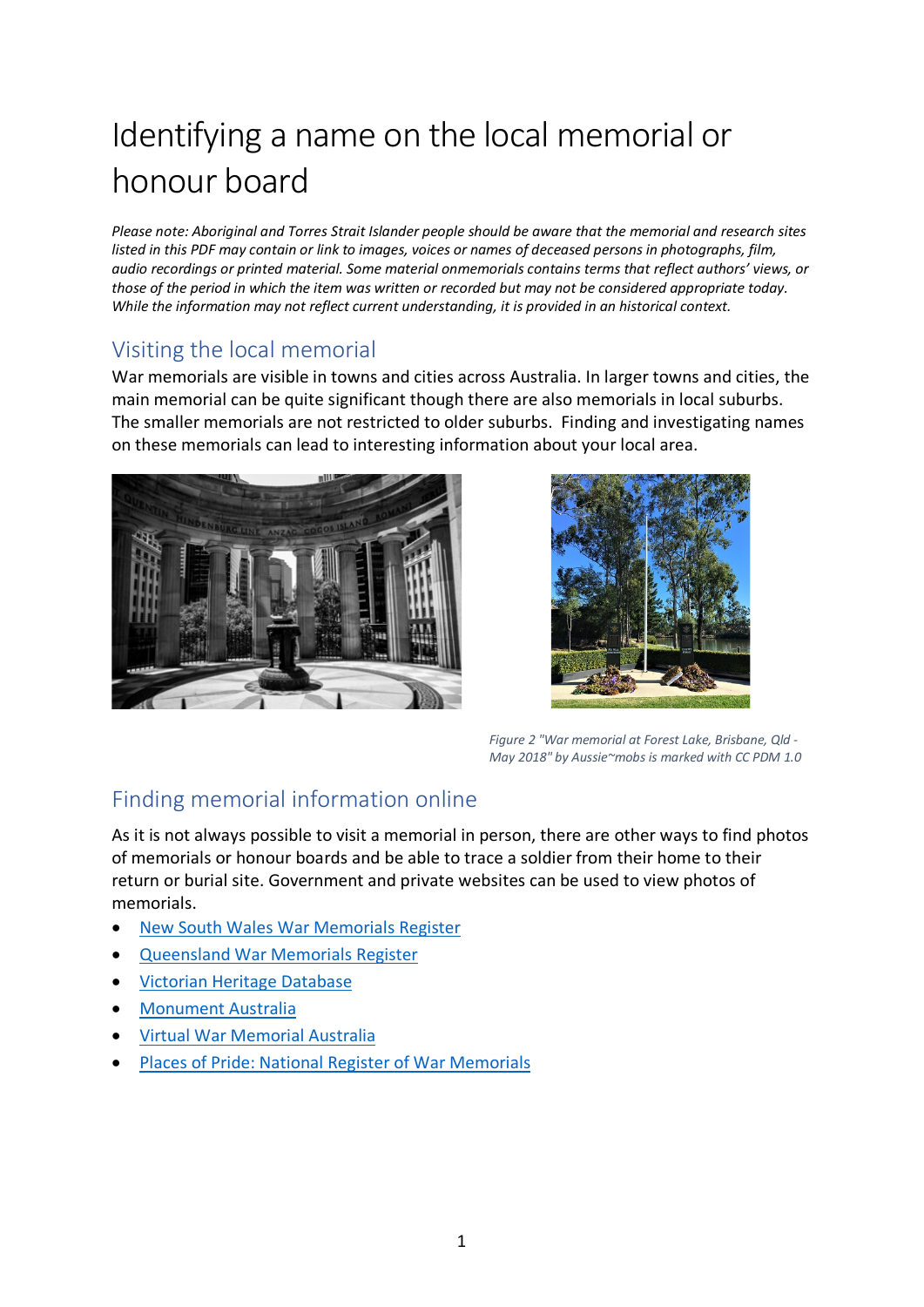# Identifying a name on the local memorial or honour board

*Please note: Aboriginal and Torres Strait Islander people should be aware that the memorial and research sites listed in this PDF may contain or link to images, voices or names of deceased persons in photographs, film, audio recordings or printed material. Some material onmemorials contains terms that reflect authors' views, or those of the period in which the item was written or recorded but may not be considered appropriate today. While the information may not reflect current understanding, it is provided in an historical context.*

## Visiting the local memorial

War memorials are visible in towns and cities across Australia. In larger towns and cities, the main memorial can be quite significant though there are also memorials in local suburbs. The smaller memorials are not restricted to older suburbs. Finding and investigating names on these memorials can lead to interesting information about your local area.

*Figure 2 "War memorial at Forest Lake, Brisbane, Qld - May 2018" by Aussie~mobs is marked with CC PDM 1.0*

## Finding memorial information online

As it is not always possible to visit a memorial in person, there are other ways to find photos of memorials or honour boards and be able to trace a soldier from their home to their return or burial site. Government and private websites can be used to view photos of memorials.

- New South Wales War Memorials Register
- Queensland War Memorials Register
- Victorian Heritage Database
- Monument Australia
- Virtual War Memorial Australia
- Places of Pride: National Register of War Memorials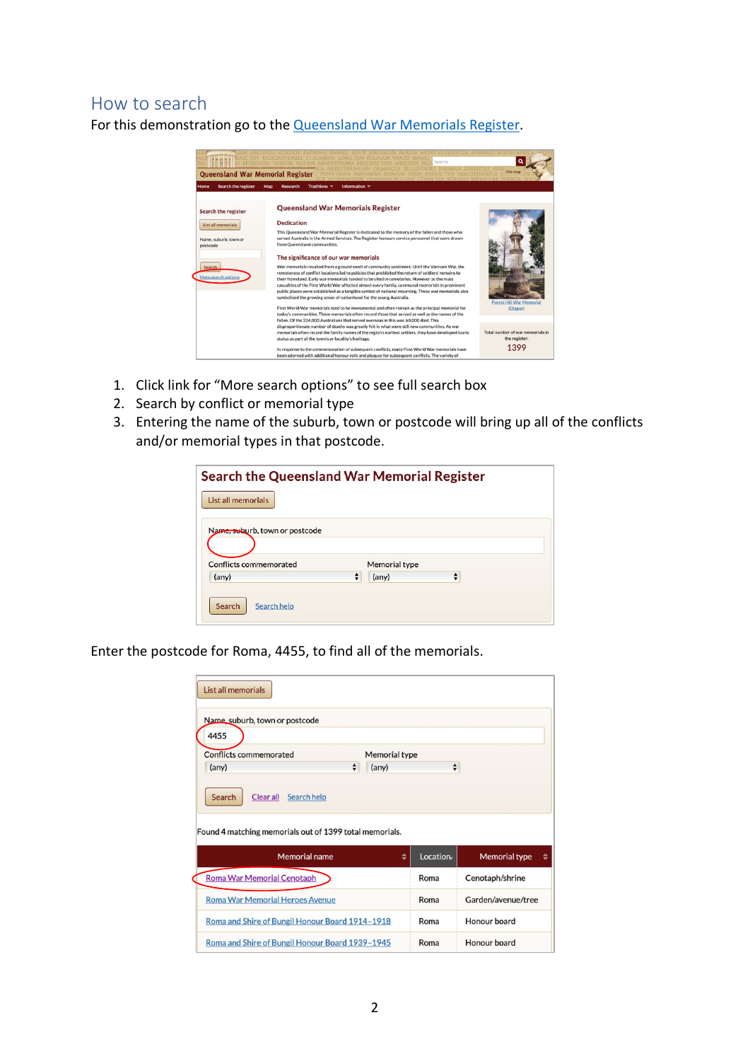## How to search

For this demonstration go to the [Queensland War Memorials Register](Queensland War Memorials Register).

1. Click link for "More search options" to see full search box
2. Search by conflict or memorial type
3. Entering the name of the suburb, town or postcode will bring up all of the conflicts and/or memorial types in that postcode.

Enter the postcode for Roma, 4455, to find all of the memorials.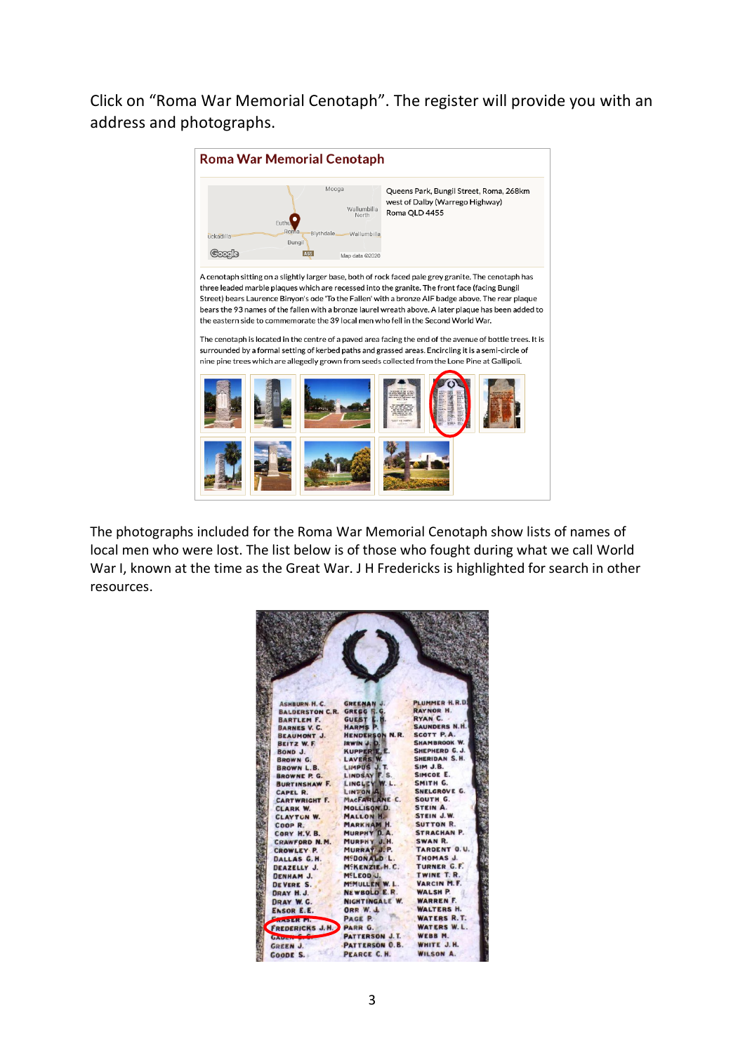Click on "Roma War Memorial Cenotaph". The register will provide you with an address and photographs.

## Roma War Memorial Cenotaph

Queens Park, Bungil Street, Roma, 268km west of Dalby (Warrego Highway)
Roma QLD 4455

A cenotaph sitting on a slightly larger base, both of rock faced pale grey granite. The cenotaph has three leaded marble plaques which are recessed into the granite. The front face (facing Bungil Street) bears Laurence Binyon's ode 'To the Fallen' with a bronze AIF badge above. The rear plaque bears the 93 names of the fallen with a bronze laurel wreath above. A later plaque has been added to the eastern side to commemorate the 39 local men who fell in the Second World War.

The cenotaph is located in the centre of a paved area facing the end of the avenue of bottle trees. It is surrounded by a formal setting of kerbed paths and grassed areas. Encircling it is a semi-circle of nine pine trees which are allegedly grown from seeds collected from the Lone Pine at Gallipoli.

The photographs included for the Roma War Memorial Cenotaph show lists of names of local men who were lost. The list below is of those who fought during what we call World War I, known at the time as the Great War. J H Fredericks is highlighted for search in other resources.